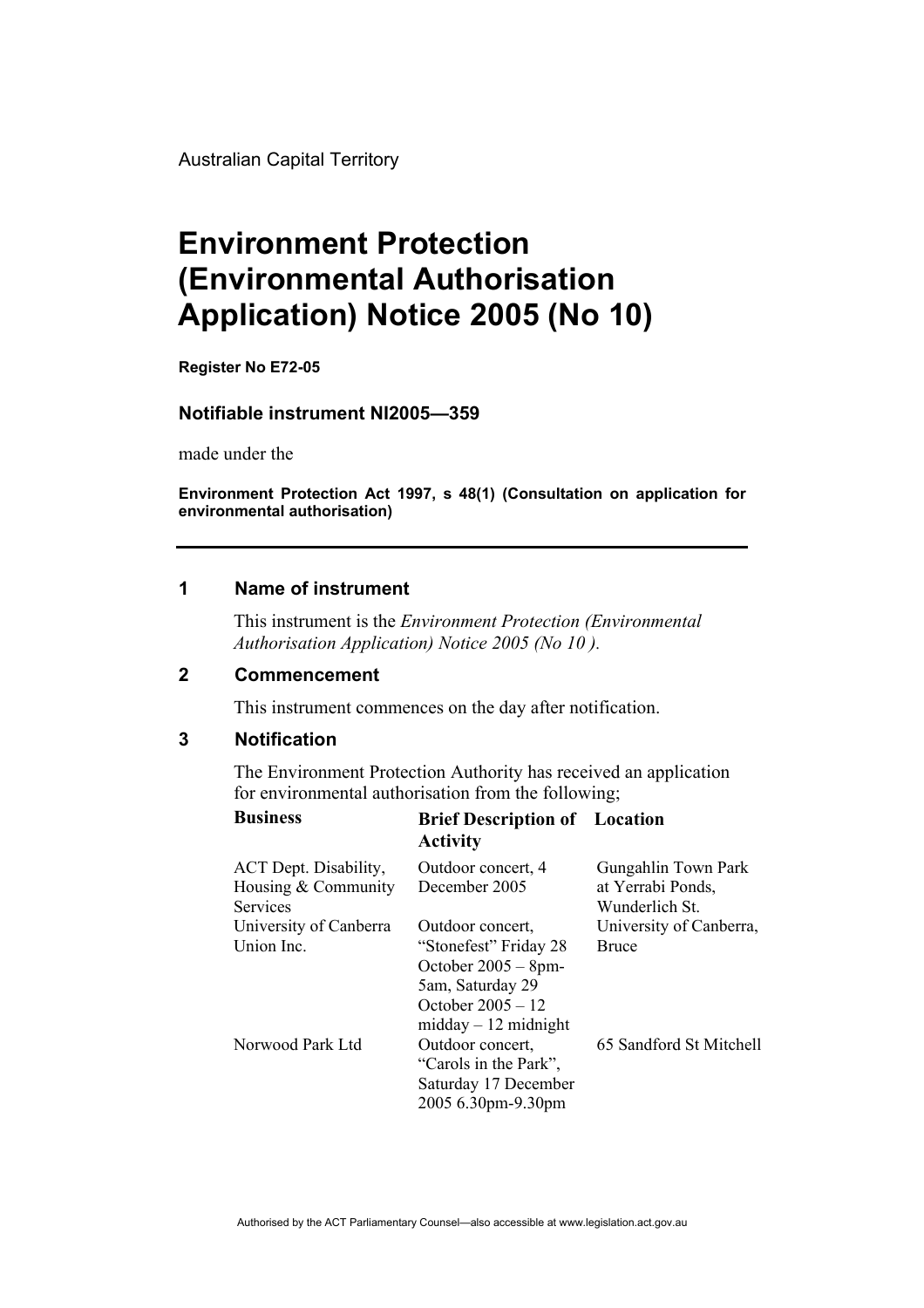Australian Capital Territory

# Environment Protection (Environmental Authorisation Application) Notice 2005 (No 10)

**Register No E72-05**

### Notifiable instrument NI2005—359

made under the

**Environment Protection Act 1997, s 48(1) (Consultation on application for environmental authorisation)**

---

## 1 Name of instrument

This instrument is the *Environment Protection (Environmental Authorisation Application) Notice 2005 (No 10 ).*

## 2 Commencement

This instrument commences on the day after notification.

## 3 Notification

The Environment Protection Authority has received an application for environmental authorisation from the following;

| **Business** | **Brief Description of Activity** | **Location** |
|---|---|---|
| ACT Dept. Disability, Housing & Community Services | Outdoor concert, 4 December 2005 | Gungahlin Town Park at Yerrabi Ponds, Wunderlich St. |
| University of Canberra Union Inc. | Outdoor concert, "Stonefest" Friday 28 October 2005 – 8pm-5am, Saturday 29 October 2005 – 12 midday – 12 midnight | University of Canberra, Bruce |
| Norwood Park Ltd | Outdoor concert, "Carols in the Park", Saturday 17 December 2005 6.30pm-9.30pm | 65 Sandford St Mitchell |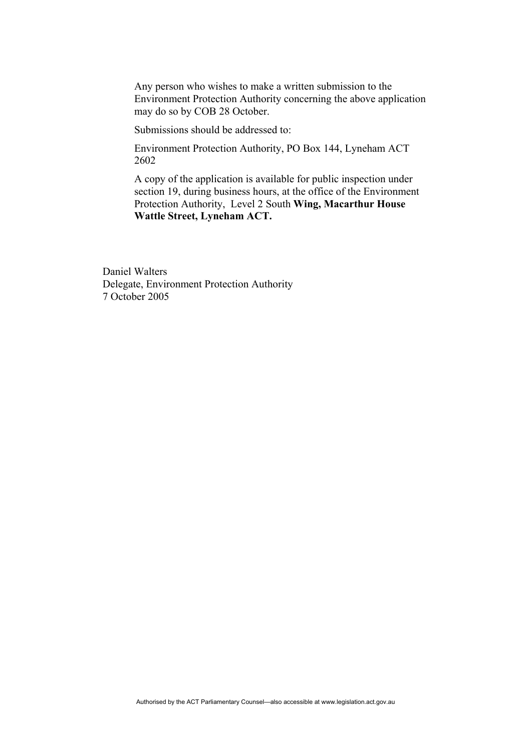Any person who wishes to make a written submission to the Environment Protection Authority concerning the above application may do so by COB 28 October.

Submissions should be addressed to:

Environment Protection Authority, PO Box 144, Lyneham ACT 2602

A copy of the application is available for public inspection under section 19, during business hours, at the office of the Environment Protection Authority, Level 2 South **Wing, Macarthur House Wattle Street, Lyneham ACT.**

Daniel Walters
Delegate, Environment Protection Authority
7 October 2005